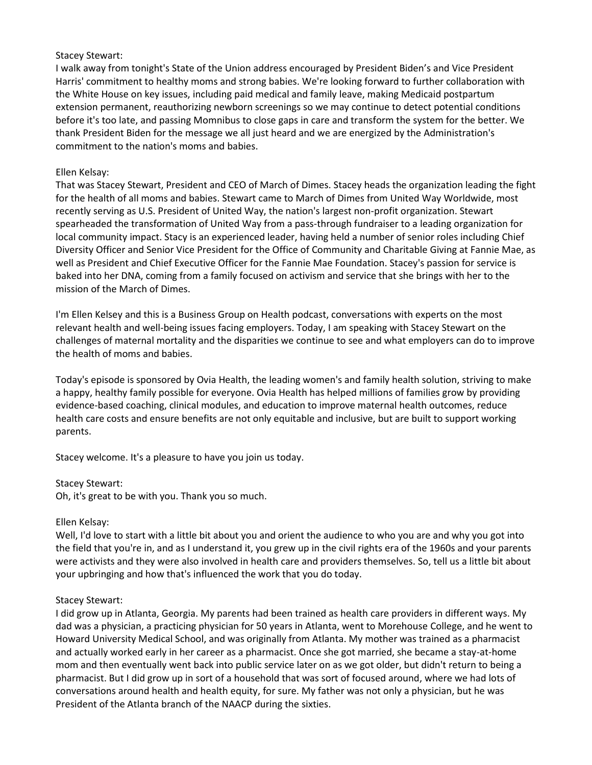Stacey Stewart:
I walk away from tonight's State of the Union address encouraged by President Biden's and Vice President Harris' commitment to healthy moms and strong babies. We're looking forward to further collaboration with the White House on key issues, including paid medical and family leave, making Medicaid postpartum extension permanent, reauthorizing newborn screenings so we may continue to detect potential conditions before it's too late, and passing Momnibus to close gaps in care and transform the system for the better. We thank President Biden for the message we all just heard and we are energized by the Administration's commitment to the nation's moms and babies.

Ellen Kelsay:
That was Stacey Stewart, President and CEO of March of Dimes. Stacey heads the organization leading the fight for the health of all moms and babies. Stewart came to March of Dimes from United Way Worldwide, most recently serving as U.S. President of United Way, the nation's largest non-profit organization. Stewart spearheaded the transformation of United Way from a pass-through fundraiser to a leading organization for local community impact. Stacy is an experienced leader, having held a number of senior roles including Chief Diversity Officer and Senior Vice President for the Office of Community and Charitable Giving at Fannie Mae, as well as President and Chief Executive Officer for the Fannie Mae Foundation. Stacey's passion for service is baked into her DNA, coming from a family focused on activism and service that she brings with her to the mission of the March of Dimes.

I'm Ellen Kelsey and this is a Business Group on Health podcast, conversations with experts on the most relevant health and well-being issues facing employers. Today, I am speaking with Stacey Stewart on the challenges of maternal mortality and the disparities we continue to see and what employers can do to improve the health of moms and babies.

Today's episode is sponsored by Ovia Health, the leading women's and family health solution, striving to make a happy, healthy family possible for everyone. Ovia Health has helped millions of families grow by providing evidence-based coaching, clinical modules, and education to improve maternal health outcomes, reduce health care costs and ensure benefits are not only equitable and inclusive, but are built to support working parents.

Stacey welcome. It's a pleasure to have you join us today.

Stacey Stewart:
Oh, it's great to be with you. Thank you so much.

Ellen Kelsay:
Well, I'd love to start with a little bit about you and orient the audience to who you are and why you got into the field that you're in, and as I understand it, you grew up in the civil rights era of the 1960s and your parents were activists and they were also involved in health care and providers themselves. So, tell us a little bit about your upbringing and how that's influenced the work that you do today.

Stacey Stewart:
I did grow up in Atlanta, Georgia. My parents had been trained as health care providers in different ways. My dad was a physician, a practicing physician for 50 years in Atlanta, went to Morehouse College, and he went to Howard University Medical School, and was originally from Atlanta. My mother was trained as a pharmacist and actually worked early in her career as a pharmacist. Once she got married, she became a stay-at-home mom and then eventually went back into public service later on as we got older, but didn't return to being a pharmacist. But I did grow up in sort of a household that was sort of focused around, where we had lots of conversations around health and health equity, for sure. My father was not only a physician, but he was President of the Atlanta branch of the NAACP during the sixties.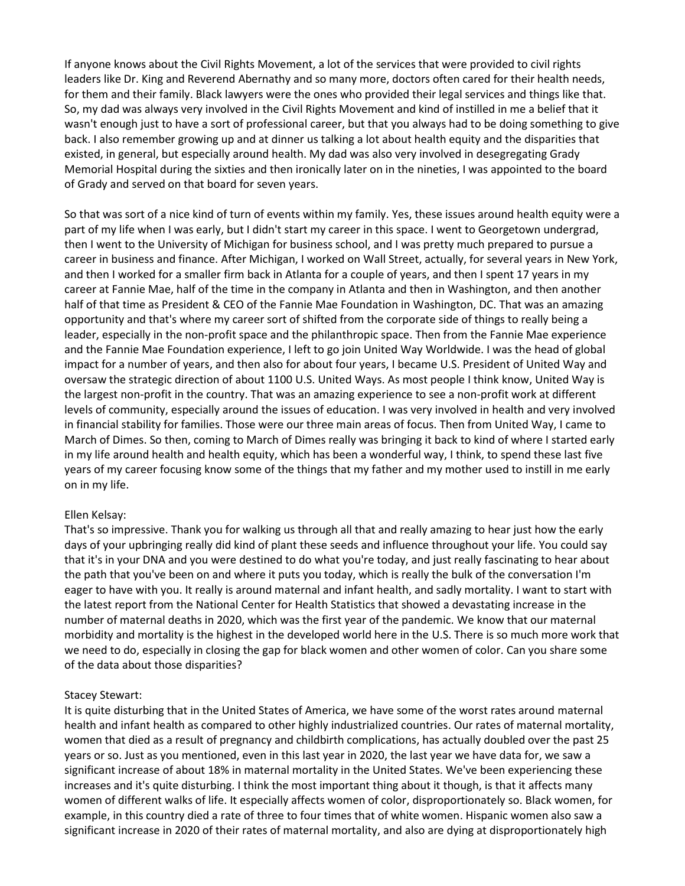If anyone knows about the Civil Rights Movement, a lot of the services that were provided to civil rights leaders like Dr. King and Reverend Abernathy and so many more, doctors often cared for their health needs, for them and their family. Black lawyers were the ones who provided their legal services and things like that. So, my dad was always very involved in the Civil Rights Movement and kind of instilled in me a belief that it wasn't enough just to have a sort of professional career, but that you always had to be doing something to give back. I also remember growing up and at dinner us talking a lot about health equity and the disparities that existed, in general, but especially around health. My dad was also very involved in desegregating Grady Memorial Hospital during the sixties and then ironically later on in the nineties, I was appointed to the board of Grady and served on that board for seven years.

So that was sort of a nice kind of turn of events within my family. Yes, these issues around health equity were a part of my life when I was early, but I didn't start my career in this space. I went to Georgetown undergrad, then I went to the University of Michigan for business school, and I was pretty much prepared to pursue a career in business and finance. After Michigan, I worked on Wall Street, actually, for several years in New York, and then I worked for a smaller firm back in Atlanta for a couple of years, and then I spent 17 years in my career at Fannie Mae, half of the time in the company in Atlanta and then in Washington, and then another half of that time as President & CEO of the Fannie Mae Foundation in Washington, DC. That was an amazing opportunity and that's where my career sort of shifted from the corporate side of things to really being a leader, especially in the non-profit space and the philanthropic space. Then from the Fannie Mae experience and the Fannie Mae Foundation experience, I left to go join United Way Worldwide. I was the head of global impact for a number of years, and then also for about four years, I became U.S. President of United Way and oversaw the strategic direction of about 1100 U.S. United Ways. As most people I think know, United Way is the largest non-profit in the country. That was an amazing experience to see a non-profit work at different levels of community, especially around the issues of education. I was very involved in health and very involved in financial stability for families. Those were our three main areas of focus. Then from United Way, I came to March of Dimes. So then, coming to March of Dimes really was bringing it back to kind of where I started early in my life around health and health equity, which has been a wonderful way, I think, to spend these last five years of my career focusing know some of the things that my father and my mother used to instill in me early on in my life.

Ellen Kelsay:
That's so impressive. Thank you for walking us through all that and really amazing to hear just how the early days of your upbringing really did kind of plant these seeds and influence throughout your life. You could say that it's in your DNA and you were destined to do what you're today, and just really fascinating to hear about the path that you've been on and where it puts you today, which is really the bulk of the conversation I'm eager to have with you. It really is around maternal and infant health, and sadly mortality. I want to start with the latest report from the National Center for Health Statistics that showed a devastating increase in the number of maternal deaths in 2020, which was the first year of the pandemic. We know that our maternal morbidity and mortality is the highest in the developed world here in the U.S. There is so much more work that we need to do, especially in closing the gap for black women and other women of color. Can you share some of the data about those disparities?

Stacey Stewart:
It is quite disturbing that in the United States of America, we have some of the worst rates around maternal health and infant health as compared to other highly industrialized countries. Our rates of maternal mortality, women that died as a result of pregnancy and childbirth complications, has actually doubled over the past 25 years or so. Just as you mentioned, even in this last year in 2020, the last year we have data for, we saw a significant increase of about 18% in maternal mortality in the United States. We've been experiencing these increases and it's quite disturbing. I think the most important thing about it though, is that it affects many women of different walks of life. It especially affects women of color, disproportionately so. Black women, for example, in this country died a rate of three to four times that of white women. Hispanic women also saw a significant increase in 2020 of their rates of maternal mortality, and also are dying at disproportionately high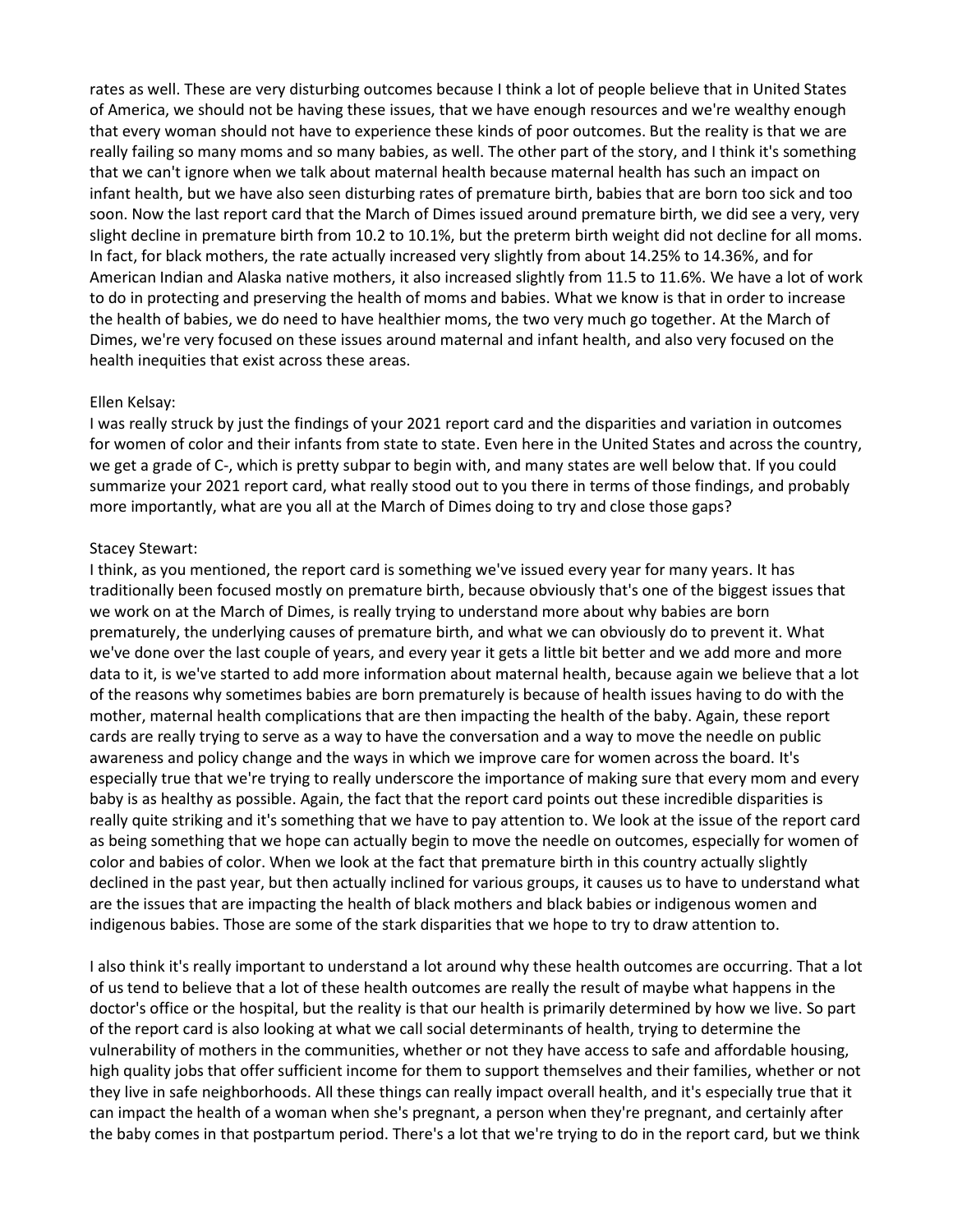rates as well. These are very disturbing outcomes because I think a lot of people believe that in United States of America, we should not be having these issues, that we have enough resources and we're wealthy enough that every woman should not have to experience these kinds of poor outcomes. But the reality is that we are really failing so many moms and so many babies, as well. The other part of the story, and I think it's something that we can't ignore when we talk about maternal health because maternal health has such an impact on infant health, but we have also seen disturbing rates of premature birth, babies that are born too sick and too soon. Now the last report card that the March of Dimes issued around premature birth, we did see a very, very slight decline in premature birth from 10.2 to 10.1%, but the preterm birth weight did not decline for all moms. In fact, for black mothers, the rate actually increased very slightly from about 14.25% to 14.36%, and for American Indian and Alaska native mothers, it also increased slightly from 11.5 to 11.6%. We have a lot of work to do in protecting and preserving the health of moms and babies. What we know is that in order to increase the health of babies, we do need to have healthier moms, the two very much go together. At the March of Dimes, we're very focused on these issues around maternal and infant health, and also very focused on the health inequities that exist across these areas.

Ellen Kelsay:
I was really struck by just the findings of your 2021 report card and the disparities and variation in outcomes for women of color and their infants from state to state. Even here in the United States and across the country, we get a grade of C-, which is pretty subpar to begin with, and many states are well below that. If you could summarize your 2021 report card, what really stood out to you there in terms of those findings, and probably more importantly, what are you all at the March of Dimes doing to try and close those gaps?

Stacey Stewart:
I think, as you mentioned, the report card is something we've issued every year for many years. It has traditionally been focused mostly on premature birth, because obviously that's one of the biggest issues that we work on at the March of Dimes, is really trying to understand more about why babies are born prematurely, the underlying causes of premature birth, and what we can obviously do to prevent it. What we've done over the last couple of years, and every year it gets a little bit better and we add more and more data to it, is we've started to add more information about maternal health, because again we believe that a lot of the reasons why sometimes babies are born prematurely is because of health issues having to do with the mother, maternal health complications that are then impacting the health of the baby. Again, these report cards are really trying to serve as a way to have the conversation and a way to move the needle on public awareness and policy change and the ways in which we improve care for women across the board. It's especially true that we're trying to really underscore the importance of making sure that every mom and every baby is as healthy as possible. Again, the fact that the report card points out these incredible disparities is really quite striking and it's something that we have to pay attention to. We look at the issue of the report card as being something that we hope can actually begin to move the needle on outcomes, especially for women of color and babies of color. When we look at the fact that premature birth in this country actually slightly declined in the past year, but then actually inclined for various groups, it causes us to have to understand what are the issues that are impacting the health of black mothers and black babies or indigenous women and indigenous babies. Those are some of the stark disparities that we hope to try to draw attention to.

I also think it's really important to understand a lot around why these health outcomes are occurring. That a lot of us tend to believe that a lot of these health outcomes are really the result of maybe what happens in the doctor's office or the hospital, but the reality is that our health is primarily determined by how we live. So part of the report card is also looking at what we call social determinants of health, trying to determine the vulnerability of mothers in the communities, whether or not they have access to safe and affordable housing, high quality jobs that offer sufficient income for them to support themselves and their families, whether or not they live in safe neighborhoods. All these things can really impact overall health, and it's especially true that it can impact the health of a woman when she's pregnant, a person when they're pregnant, and certainly after the baby comes in that postpartum period. There's a lot that we're trying to do in the report card, but we think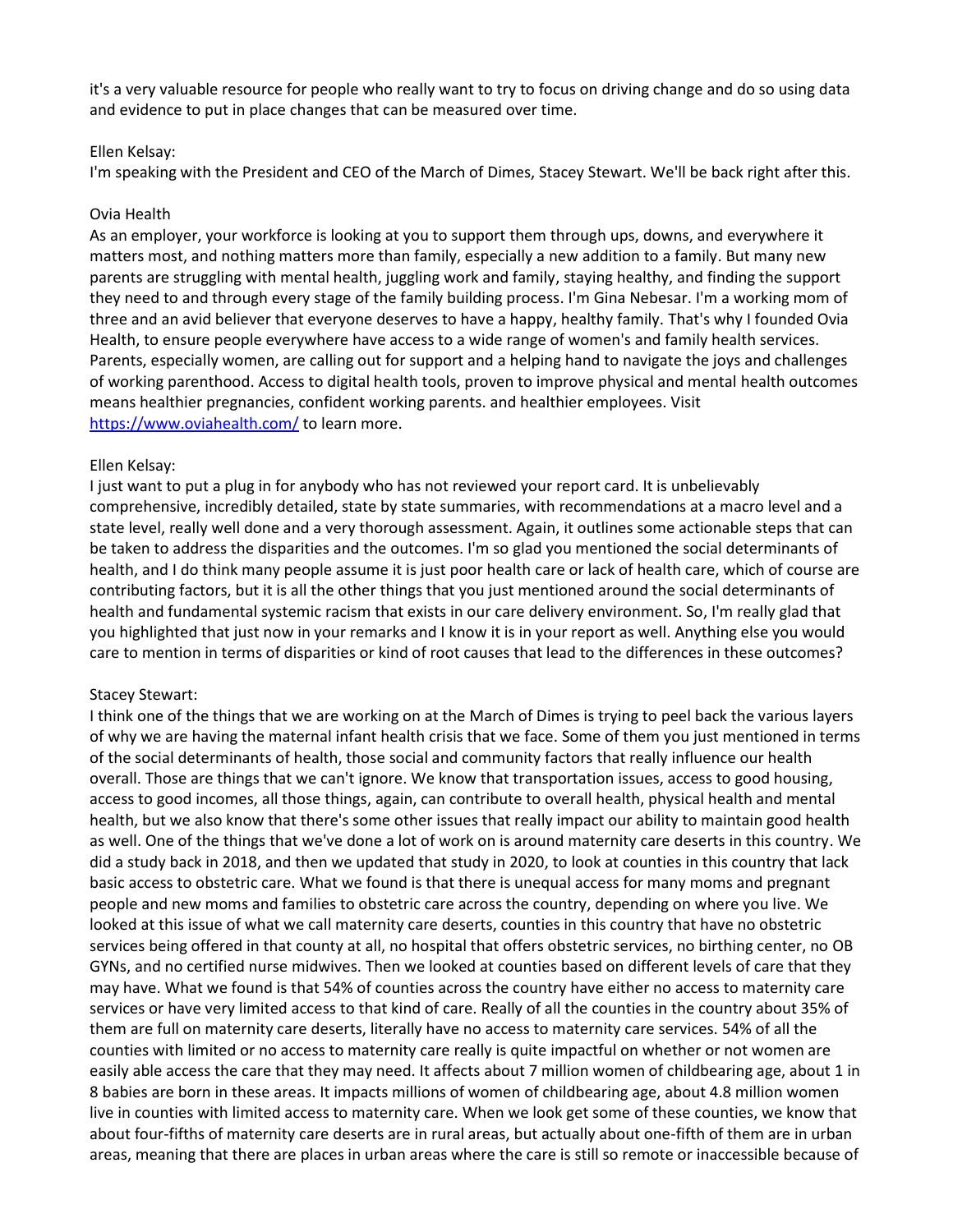it's a very valuable resource for people who really want to try to focus on driving change and do so using data and evidence to put in place changes that can be measured over time.

Ellen Kelsay:
I'm speaking with the President and CEO of the March of Dimes, Stacey Stewart. We'll be back right after this.

Ovia Health
As an employer, your workforce is looking at you to support them through ups, downs, and everywhere it matters most, and nothing matters more than family, especially a new addition to a family. But many new parents are struggling with mental health, juggling work and family, staying healthy, and finding the support they need to and through every stage of the family building process. I'm Gina Nebesar. I'm a working mom of three and an avid believer that everyone deserves to have a happy, healthy family. That's why I founded Ovia Health, to ensure people everywhere have access to a wide range of women's and family health services. Parents, especially women, are calling out for support and a helping hand to navigate the joys and challenges of working parenthood. Access to digital health tools, proven to improve physical and mental health outcomes means healthier pregnancies, confident working parents. and healthier employees. Visit https://www.oviahealth.com/ to learn more.

Ellen Kelsay:
I just want to put a plug in for anybody who has not reviewed your report card. It is unbelievably comprehensive, incredibly detailed, state by state summaries, with recommendations at a macro level and a state level, really well done and a very thorough assessment. Again, it outlines some actionable steps that can be taken to address the disparities and the outcomes. I'm so glad you mentioned the social determinants of health, and I do think many people assume it is just poor health care or lack of health care, which of course are contributing factors, but it is all the other things that you just mentioned around the social determinants of health and fundamental systemic racism that exists in our care delivery environment. So, I'm really glad that you highlighted that just now in your remarks and I know it is in your report as well. Anything else you would care to mention in terms of disparities or kind of root causes that lead to the differences in these outcomes?

Stacey Stewart:
I think one of the things that we are working on at the March of Dimes is trying to peel back the various layers of why we are having the maternal infant health crisis that we face. Some of them you just mentioned in terms of the social determinants of health, those social and community factors that really influence our health overall. Those are things that we can't ignore. We know that transportation issues, access to good housing, access to good incomes, all those things, again, can contribute to overall health, physical health and mental health, but we also know that there's some other issues that really impact our ability to maintain good health as well. One of the things that we've done a lot of work on is around maternity care deserts in this country. We did a study back in 2018, and then we updated that study in 2020, to look at counties in this country that lack basic access to obstetric care. What we found is that there is unequal access for many moms and pregnant people and new moms and families to obstetric care across the country, depending on where you live. We looked at this issue of what we call maternity care deserts, counties in this country that have no obstetric services being offered in that county at all, no hospital that offers obstetric services, no birthing center, no OB GYNs, and no certified nurse midwives. Then we looked at counties based on different levels of care that they may have. What we found is that 54% of counties across the country have either no access to maternity care services or have very limited access to that kind of care. Really of all the counties in the country about 35% of them are full on maternity care deserts, literally have no access to maternity care services. 54% of all the counties with limited or no access to maternity care really is quite impactful on whether or not women are easily able access the care that they may need. It affects about 7 million women of childbearing age, about 1 in 8 babies are born in these areas. It impacts millions of women of childbearing age, about 4.8 million women live in counties with limited access to maternity care. When we look get some of these counties, we know that about four-fifths of maternity care deserts are in rural areas, but actually about one-fifth of them are in urban areas, meaning that there are places in urban areas where the care is still so remote or inaccessible because of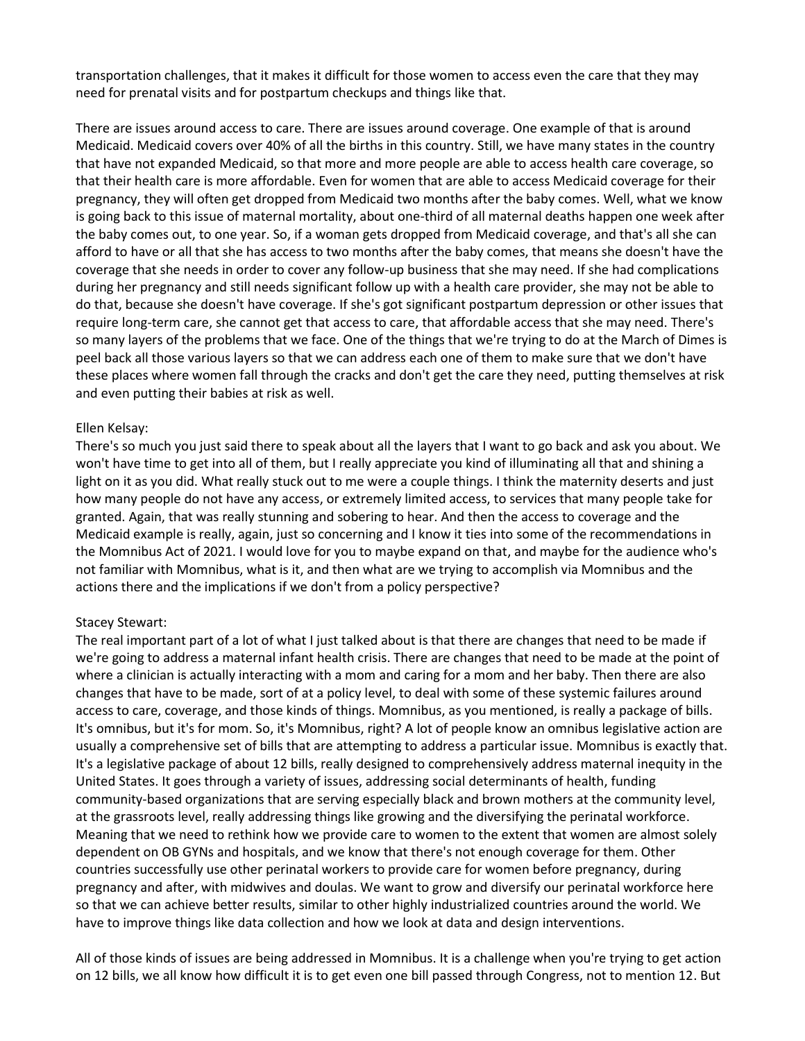transportation challenges, that it makes it difficult for those women to access even the care that they may need for prenatal visits and for postpartum checkups and things like that.

There are issues around access to care. There are issues around coverage. One example of that is around Medicaid. Medicaid covers over 40% of all the births in this country. Still, we have many states in the country that have not expanded Medicaid, so that more and more people are able to access health care coverage, so that their health care is more affordable. Even for women that are able to access Medicaid coverage for their pregnancy, they will often get dropped from Medicaid two months after the baby comes. Well, what we know is going back to this issue of maternal mortality, about one-third of all maternal deaths happen one week after the baby comes out, to one year. So, if a woman gets dropped from Medicaid coverage, and that's all she can afford to have or all that she has access to two months after the baby comes, that means she doesn't have the coverage that she needs in order to cover any follow-up business that she may need. If she had complications during her pregnancy and still needs significant follow up with a health care provider, she may not be able to do that, because she doesn't have coverage. If she's got significant postpartum depression or other issues that require long-term care, she cannot get that access to care, that affordable access that she may need. There's so many layers of the problems that we face. One of the things that we're trying to do at the March of Dimes is peel back all those various layers so that we can address each one of them to make sure that we don't have these places where women fall through the cracks and don't get the care they need, putting themselves at risk and even putting their babies at risk as well.

Ellen Kelsay:
There's so much you just said there to speak about all the layers that I want to go back and ask you about. We won't have time to get into all of them, but I really appreciate you kind of illuminating all that and shining a light on it as you did. What really stuck out to me were a couple things. I think the maternity deserts and just how many people do not have any access, or extremely limited access, to services that many people take for granted. Again, that was really stunning and sobering to hear. And then the access to coverage and the Medicaid example is really, again, just so concerning and I know it ties into some of the recommendations in the Momnibus Act of 2021. I would love for you to maybe expand on that, and maybe for the audience who's not familiar with Momnibus, what is it, and then what are we trying to accomplish via Momnibus and the actions there and the implications if we don't from a policy perspective?

Stacey Stewart:
The real important part of a lot of what I just talked about is that there are changes that need to be made if we're going to address a maternal infant health crisis. There are changes that need to be made at the point of where a clinician is actually interacting with a mom and caring for a mom and her baby. Then there are also changes that have to be made, sort of at a policy level, to deal with some of these systemic failures around access to care, coverage, and those kinds of things. Momnibus, as you mentioned, is really a package of bills. It's omnibus, but it's for mom. So, it's Momnibus, right? A lot of people know an omnibus legislative action are usually a comprehensive set of bills that are attempting to address a particular issue. Momnibus is exactly that. It's a legislative package of about 12 bills, really designed to comprehensively address maternal inequity in the United States. It goes through a variety of issues, addressing social determinants of health, funding community-based organizations that are serving especially black and brown mothers at the community level, at the grassroots level, really addressing things like growing and the diversifying the perinatal workforce. Meaning that we need to rethink how we provide care to women to the extent that women are almost solely dependent on OB GYNs and hospitals, and we know that there's not enough coverage for them. Other countries successfully use other perinatal workers to provide care for women before pregnancy, during pregnancy and after, with midwives and doulas. We want to grow and diversify our perinatal workforce here so that we can achieve better results, similar to other highly industrialized countries around the world. We have to improve things like data collection and how we look at data and design interventions.

All of those kinds of issues are being addressed in Momnibus. It is a challenge when you're trying to get action on 12 bills, we all know how difficult it is to get even one bill passed through Congress, not to mention 12. But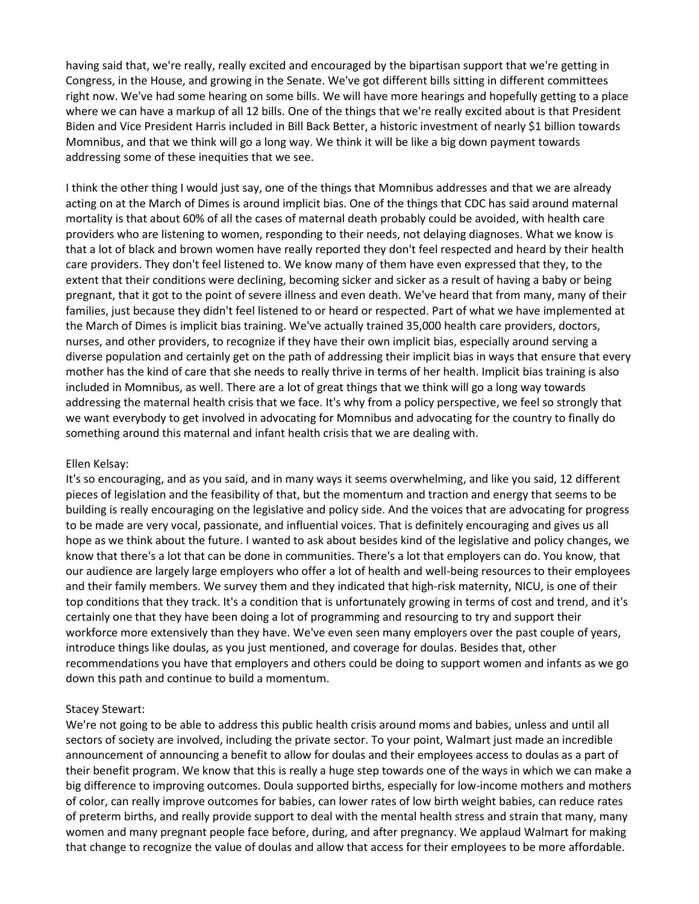having said that, we're really, really excited and encouraged by the bipartisan support that we're getting in Congress, in the House, and growing in the Senate. We've got different bills sitting in different committees right now. We've had some hearing on some bills. We will have more hearings and hopefully getting to a place where we can have a markup of all 12 bills. One of the things that we're really excited about is that President Biden and Vice President Harris included in Bill Back Better, a historic investment of nearly $1 billion towards Momnibus, and that we think will go a long way. We think it will be like a big down payment towards addressing some of these inequities that we see.

I think the other thing I would just say, one of the things that Momnibus addresses and that we are already acting on at the March of Dimes is around implicit bias. One of the things that CDC has said around maternal mortality is that about 60% of all the cases of maternal death probably could be avoided, with health care providers who are listening to women, responding to their needs, not delaying diagnoses. What we know is that a lot of black and brown women have really reported they don't feel respected and heard by their health care providers. They don't feel listened to. We know many of them have even expressed that they, to the extent that their conditions were declining, becoming sicker and sicker as a result of having a baby or being pregnant, that it got to the point of severe illness and even death. We've heard that from many, many of their families, just because they didn't feel listened to or heard or respected. Part of what we have implemented at the March of Dimes is implicit bias training. We've actually trained 35,000 health care providers, doctors, nurses, and other providers, to recognize if they have their own implicit bias, especially around serving a diverse population and certainly get on the path of addressing their implicit bias in ways that ensure that every mother has the kind of care that she needs to really thrive in terms of her health. Implicit bias training is also included in Momnibus, as well. There are a lot of great things that we think will go a long way towards addressing the maternal health crisis that we face. It's why from a policy perspective, we feel so strongly that we want everybody to get involved in advocating for Momnibus and advocating for the country to finally do something around this maternal and infant health crisis that we are dealing with.

Ellen Kelsay:
It's so encouraging, and as you said, and in many ways it seems overwhelming, and like you said, 12 different pieces of legislation and the feasibility of that, but the momentum and traction and energy that seems to be building is really encouraging on the legislative and policy side. And the voices that are advocating for progress to be made are very vocal, passionate, and influential voices. That is definitely encouraging and gives us all hope as we think about the future. I wanted to ask about besides kind of the legislative and policy changes, we know that there's a lot that can be done in communities. There's a lot that employers can do. You know, that our audience are largely large employers who offer a lot of health and well-being resources to their employees and their family members. We survey them and they indicated that high-risk maternity, NICU, is one of their top conditions that they track. It's a condition that is unfortunately growing in terms of cost and trend, and it's certainly one that they have been doing a lot of programming and resourcing to try and support their workforce more extensively than they have. We've even seen many employers over the past couple of years, introduce things like doulas, as you just mentioned, and coverage for doulas. Besides that, other recommendations you have that employers and others could be doing to support women and infants as we go down this path and continue to build a momentum.

Stacey Stewart:
We're not going to be able to address this public health crisis around moms and babies, unless and until all sectors of society are involved, including the private sector. To your point, Walmart just made an incredible announcement of announcing a benefit to allow for doulas and their employees access to doulas as a part of their benefit program. We know that this is really a huge step towards one of the ways in which we can make a big difference to improving outcomes. Doula supported births, especially for low-income mothers and mothers of color, can really improve outcomes for babies, can lower rates of low birth weight babies, can reduce rates of preterm births, and really provide support to deal with the mental health stress and strain that many, many women and many pregnant people face before, during, and after pregnancy. We applaud Walmart for making that change to recognize the value of doulas and allow that access for their employees to be more affordable.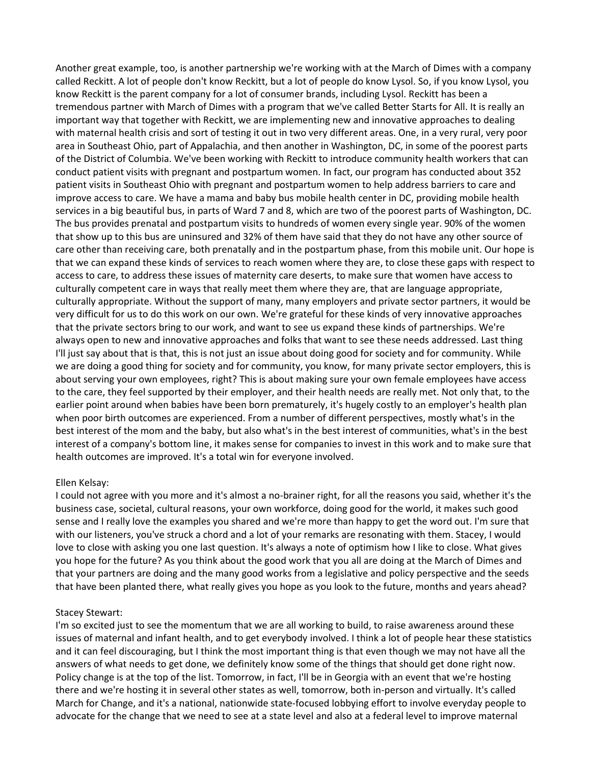Another great example, too, is another partnership we're working with at the March of Dimes with a company called Reckitt. A lot of people don't know Reckitt, but a lot of people do know Lysol. So, if you know Lysol, you know Reckitt is the parent company for a lot of consumer brands, including Lysol. Reckitt has been a tremendous partner with March of Dimes with a program that we've called Better Starts for All. It is really an important way that together with Reckitt, we are implementing new and innovative approaches to dealing with maternal health crisis and sort of testing it out in two very different areas. One, in a very rural, very poor area in Southeast Ohio, part of Appalachia, and then another in Washington, DC, in some of the poorest parts of the District of Columbia. We've been working with Reckitt to introduce community health workers that can conduct patient visits with pregnant and postpartum women. In fact, our program has conducted about 352 patient visits in Southeast Ohio with pregnant and postpartum women to help address barriers to care and improve access to care. We have a mama and baby bus mobile health center in DC, providing mobile health services in a big beautiful bus, in parts of Ward 7 and 8, which are two of the poorest parts of Washington, DC. The bus provides prenatal and postpartum visits to hundreds of women every single year. 90% of the women that show up to this bus are uninsured and 32% of them have said that they do not have any other source of care other than receiving care, both prenatally and in the postpartum phase, from this mobile unit. Our hope is that we can expand these kinds of services to reach women where they are, to close these gaps with respect to access to care, to address these issues of maternity care deserts, to make sure that women have access to culturally competent care in ways that really meet them where they are, that are language appropriate, culturally appropriate. Without the support of many, many employers and private sector partners, it would be very difficult for us to do this work on our own. We're grateful for these kinds of very innovative approaches that the private sectors bring to our work, and want to see us expand these kinds of partnerships. We're always open to new and innovative approaches and folks that want to see these needs addressed. Last thing I'll just say about that is that, this is not just an issue about doing good for society and for community. While we are doing a good thing for society and for community, you know, for many private sector employers, this is about serving your own employees, right? This is about making sure your own female employees have access to the care, they feel supported by their employer, and their health needs are really met. Not only that, to the earlier point around when babies have been born prematurely, it's hugely costly to an employer's health plan when poor birth outcomes are experienced. From a number of different perspectives, mostly what's in the best interest of the mom and the baby, but also what's in the best interest of communities, what's in the best interest of a company's bottom line, it makes sense for companies to invest in this work and to make sure that health outcomes are improved. It's a total win for everyone involved.

Ellen Kelsay:
I could not agree with you more and it's almost a no-brainer right, for all the reasons you said, whether it's the business case, societal, cultural reasons, your own workforce, doing good for the world, it makes such good sense and I really love the examples you shared and we're more than happy to get the word out. I'm sure that with our listeners, you've struck a chord and a lot of your remarks are resonating with them. Stacey, I would love to close with asking you one last question. It's always a note of optimism how I like to close. What gives you hope for the future? As you think about the good work that you all are doing at the March of Dimes and that your partners are doing and the many good works from a legislative and policy perspective and the seeds that have been planted there, what really gives you hope as you look to the future, months and years ahead?

Stacey Stewart:
I'm so excited just to see the momentum that we are all working to build, to raise awareness around these issues of maternal and infant health, and to get everybody involved. I think a lot of people hear these statistics and it can feel discouraging, but I think the most important thing is that even though we may not have all the answers of what needs to get done, we definitely know some of the things that should get done right now. Policy change is at the top of the list. Tomorrow, in fact, I'll be in Georgia with an event that we're hosting there and we're hosting it in several other states as well, tomorrow, both in-person and virtually. It's called March for Change, and it's a national, nationwide state-focused lobbying effort to involve everyday people to advocate for the change that we need to see at a state level and also at a federal level to improve maternal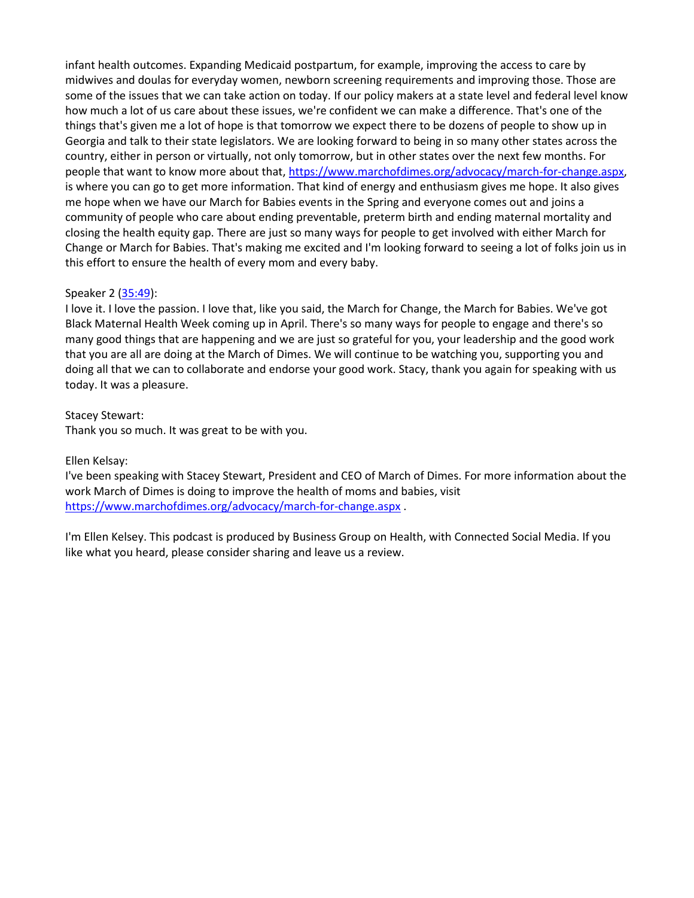infant health outcomes. Expanding Medicaid postpartum, for example, improving the access to care by midwives and doulas for everyday women, newborn screening requirements and improving those. Those are some of the issues that we can take action on today. If our policy makers at a state level and federal level know how much a lot of us care about these issues, we're confident we can make a difference. That's one of the things that's given me a lot of hope is that tomorrow we expect there to be dozens of people to show up in Georgia and talk to their state legislators. We are looking forward to being in so many other states across the country, either in person or virtually, not only tomorrow, but in other states over the next few months. For people that want to know more about that, [https://www.marchofdimes.org/advocacy/march-for-change.aspx](https://www.marchofdimes.org/advocacy/march-for-change.aspx), is where you can go to get more information. That kind of energy and enthusiasm gives me hope. It also gives me hope when we have our March for Babies events in the Spring and everyone comes out and joins a community of people who care about ending preventable, preterm birth and ending maternal mortality and closing the health equity gap. There are just so many ways for people to get involved with either March for Change or March for Babies. That's making me excited and I'm looking forward to seeing a lot of folks join us in this effort to ensure the health of every mom and every baby.

Speaker 2 (35:49):
I love it. I love the passion. I love that, like you said, the March for Change, the March for Babies. We've got Black Maternal Health Week coming up in April. There's so many ways for people to engage and there's so many good things that are happening and we are just so grateful for you, your leadership and the good work that you are all are doing at the March of Dimes. We will continue to be watching you, supporting you and doing all that we can to collaborate and endorse your good work. Stacy, thank you again for speaking with us today. It was a pleasure.

Stacey Stewart:
Thank you so much. It was great to be with you.

Ellen Kelsay:
I've been speaking with Stacey Stewart, President and CEO of March of Dimes. For more information about the work March of Dimes is doing to improve the health of moms and babies, visit [https://www.marchofdimes.org/advocacy/march-for-change.aspx](https://www.marchofdimes.org/advocacy/march-for-change.aspx) .

I'm Ellen Kelsey. This podcast is produced by Business Group on Health, with Connected Social Media. If you like what you heard, please consider sharing and leave us a review.